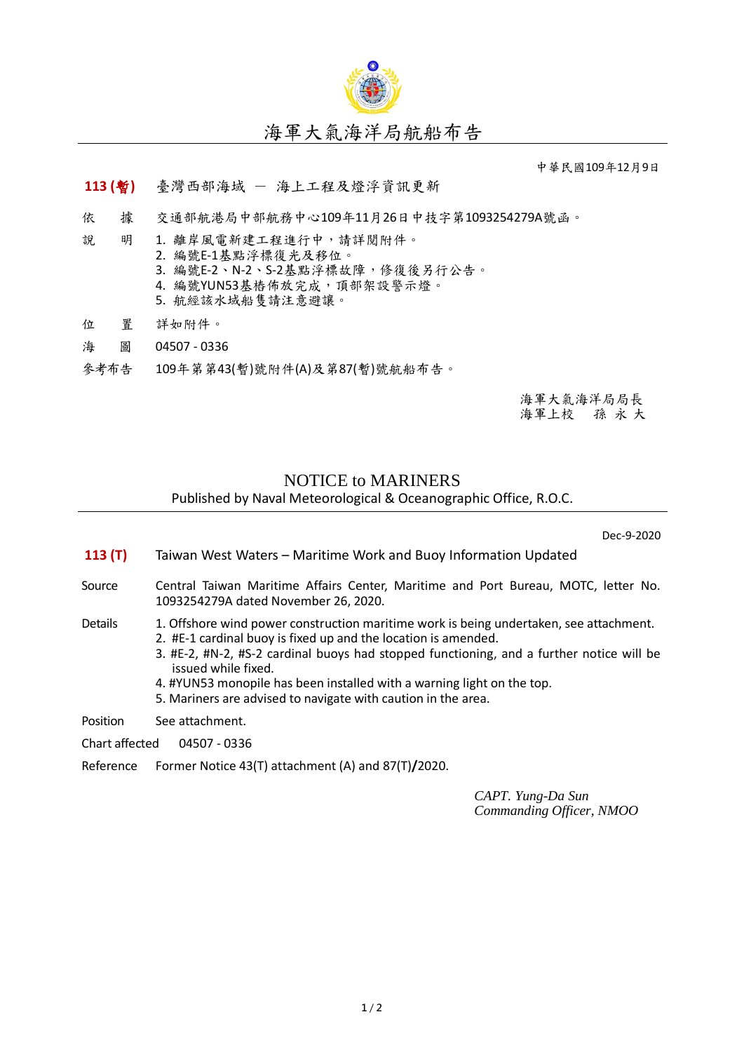# 海軍大氣海洋局航船布告

中華民國109年12月9日

**113 (暫)** 臺灣西部海域 — 海上工程及燈浮資訊更新

依　　據　交通部航港局中部航務中心109年11月26日中技字第1093254279A號函。

說　　明　1. 離岸風電新建工程進行中，請詳閱附件。
2. 編號E-1基點浮標復光及移位。
3. 編號E-2、N-2、S-2基點浮標故障，修復後另行公告。
4. 編號YUN53基樁佈放完成，頂部架設警示燈。
5. 航經該水域船隻請注意避讓。

位　　置　詳如附件。

海　　圖　04507 - 0336

參考布告　109年第第43(暫)號附件(A)及第87(暫)號航船布告。

海軍大氣海洋局局長
海軍上校　孫 永 大

## NOTICE to MARINERS

Published by Naval Meteorological & Oceanographic Office, R.O.C.

Dec-9-2020

**113 (T)** Taiwan West Waters – Maritime Work and Buoy Information Updated

Source　Central Taiwan Maritime Affairs Center, Maritime and Port Bureau, MOTC, letter No. 1093254279A dated November 26, 2020.

Details
1. Offshore wind power construction maritime work is being undertaken, see attachment.
2. #E-1 cardinal buoy is fixed up and the location is amended.
3. #E-2, #N-2, #S-2 cardinal buoys had stopped functioning, and a further notice will be issued while fixed.
4. #YUN53 monopile has been installed with a warning light on the top.
5. Mariners are advised to navigate with caution in the area.

Position　See attachment.

Chart affected　04507 - 0336

Reference　Former Notice 43(T) attachment (A) and 87(T)/2020.

*CAPT. Yung-Da Sun*
*Commanding Officer, NMOO*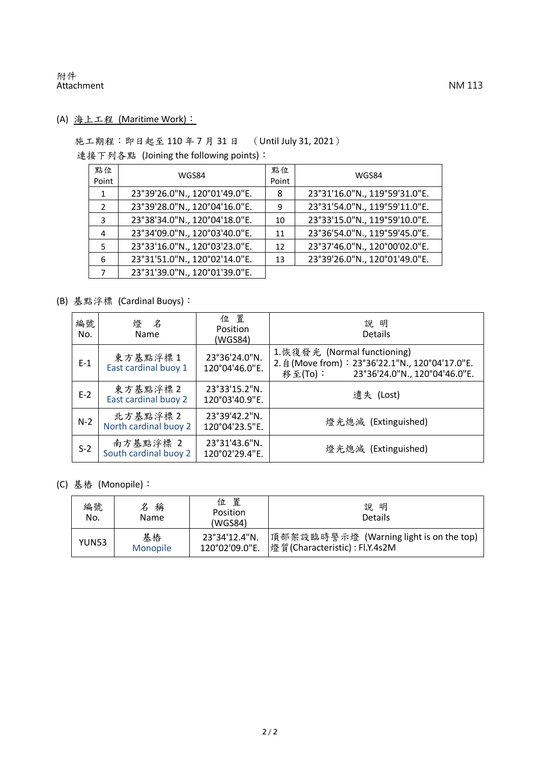附件
Attachment

NM 113

(A) 海上工程 (Maritime Work)：

施工期程：即日起至 110 年 7 月 31 日 （Until July 31, 2021）

連接下列各點 (Joining the following points)：

| 點位 Point | WGS84 | 點位 Point | WGS84 |
|---|---|---|---|
| 1 | 23°39'26.0"N., 120°01'49.0"E. | 8 | 23°31'16.0"N., 119°59'31.0"E. |
| 2 | 23°39'28.0"N., 120°04'16.0"E. | 9 | 23°31'54.0"N., 119°59'11.0"E. |
| 3 | 23°38'34.0"N., 120°04'18.0"E. | 10 | 23°33'15.0"N., 119°59'10.0"E. |
| 4 | 23°34'09.0"N., 120°03'40.0"E. | 11 | 23°36'54.0"N., 119°59'45.0"E. |
| 5 | 23°33'16.0"N., 120°03'23.0"E. | 12 | 23°37'46.0"N., 120°00'02.0"E. |
| 6 | 23°31'51.0"N., 120°02'14.0"E. | 13 | 23°39'26.0"N., 120°01'49.0"E. |
| 7 | 23°31'39.0"N., 120°01'39.0"E. | | |

(B) 基點浮標 (Cardinal Buoys)：

| 編號 No. | 燈 名 Name | 位 置 Position (WGS84) | 說 明 Details |
|---|---|---|---|
| E-1 | 東方基點浮標 1 East cardinal buoy 1 | 23°36'24.0"N. 120°04'46.0"E. | 1.恢復發光 (Normal functioning)<br>2.自(Move from)：23°36'22.1"N., 120°04'17.0"E.<br>移至(To)： 23°36'24.0"N., 120°04'46.0"E. |
| E-2 | 東方基點浮標 2 East cardinal buoy 2 | 23°33'15.2"N. 120°03'40.9"E. | 遺失 (Lost) |
| N-2 | 北方基點浮標 2 North cardinal buoy 2 | 23°39'42.2"N. 120°04'23.5"E. | 燈光熄滅 (Extinguished) |
| S-2 | 南方基點浮標 2 South cardinal buoy 2 | 23°31'43.6"N. 120°02'29.4"E. | 燈光熄滅 (Extinguished) |

(C) 基樁 (Monopile)：

| 編號 No. | 名 稱 Name | 位 置 Position (WGS84) | 說 明 Details |
|---|---|---|---|
| YUN53 | 基樁 Monopile | 23°34'12.4"N. 120°02'09.0"E. | 頂部架設臨時警示燈 (Warning light is on the top)<br>燈質(Characteristic) : Fl.Y.4s2M |